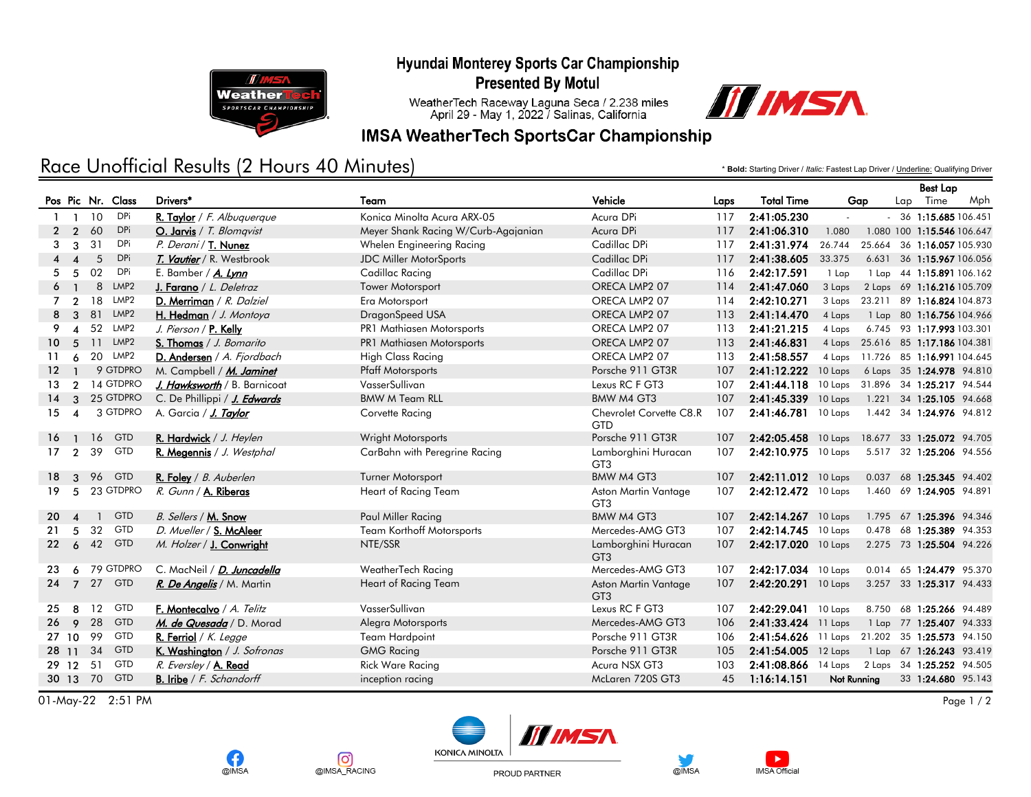# Hyundai Monterey Sports Car Championship

## Presented By Motul

WeatherTech Raceway Laguna Seca / 2.238 miles
April 29 - May 1, 2022 / Salinas, California

## IMSA WeatherTech SportsCar Championship

## Race Unofficial Results (2 Hours 40 Minutes)

\* **Bold:** Starting Driver / *Italic:* Fastest Lap Driver / Underline: Qualifying Driver

| Pos | Pic | Nr. | Class | Drivers* | Team | Vehicle | Laps | Total Time | Gap | | Best Lap Lap | Time | Mph |
|---|---|---|---|---|---|---|---|---|---|---|---|---|---|
| 1 | 1 | 10 | DPi | R. Taylor / *F. Albuquerque* | Konica Minolta Acura ARX-05 | Acura DPi | 117 | **2:41:05.230** | - | - | 36 | **1:15.685** | 106.451 |
| 2 | 2 | 60 | DPi | O. Jarvis / *T. Blomqvist* | Meyer Shank Racing W/Curb-Agajanian | Acura DPi | 117 | **2:41:06.310** | 1.080 | 1.080 | 100 | **1:15.546** | 106.647 |
| 3 | 3 | 31 | DPi | *P. Derani* / T. Nunez | Whelen Engineering Racing | Cadillac DPi | 117 | **2:41:31.974** | 26.744 | 25.664 | 36 | **1:16.057** | 105.930 |
| 4 | 4 | 5 | DPi | *T. Vautier* / R. Westbrook | JDC Miller MotorSports | Cadillac DPi | 117 | **2:41:38.605** | 33.375 | 6.631 | 36 | **1:15.967** | 106.056 |
| 5 | 5 | 02 | DPi | E. Bamber / *A. Lynn* | Cadillac Racing | Cadillac DPi | 116 | **2:42:17.591** | 1 Lap | 1 Lap | 44 | **1:15.891** | 106.162 |
| 6 | 1 | 8 | LMP2 | J. Farano / *L. Deletraz* | Tower Motorsport | ORECA LMP2 07 | 114 | **2:41:47.060** | 3 Laps | 2 Laps | 69 | **1:16.216** | 105.709 |
| 7 | 2 | 18 | LMP2 | D. Merriman / *R. Dalziel* | Era Motorsport | ORECA LMP2 07 | 114 | **2:42:10.271** | 3 Laps | 23.211 | 89 | **1:16.824** | 104.873 |
| 8 | 3 | 81 | LMP2 | H. Hedman / *J. Montoya* | DragonSpeed USA | ORECA LMP2 07 | 113 | **2:41:14.470** | 4 Laps | 1 Lap | 80 | **1:16.756** | 104.966 |
| 9 | 4 | 52 | LMP2 | *J. Pierson* / P. Kelly | PR1 Mathiasen Motorsports | ORECA LMP2 07 | 113 | **2:41:21.215** | 4 Laps | 6.745 | 93 | **1:17.993** | 103.301 |
| 10 | 5 | 11 | LMP2 | S. Thomas / *J. Bomarito* | PR1 Mathiasen Motorsports | ORECA LMP2 07 | 113 | **2:41:46.831** | 4 Laps | 25.616 | 85 | **1:17.186** | 104.381 |
| 11 | 6 | 20 | LMP2 | D. Andersen / *A. Fjordbach* | High Class Racing | ORECA LMP2 07 | 113 | **2:41:58.557** | 4 Laps | 11.726 | 85 | **1:16.991** | 104.645 |
| 12 | 1 | 9 | GTDPRO | M. Campbell / *M. Jaminet* | Pfaff Motorsports | Porsche 911 GT3R | 107 | **2:41:12.222** | 10 Laps | 6 Laps | 35 | **1:24.978** | 94.810 |
| 13 | 2 | 14 | GTDPRO | *J. Hawksworth* / B. Barnicoat | VasserSullivan | Lexus RC F GT3 | 107 | **2:41:44.118** | 10 Laps | 31.896 | 34 | **1:25.217** | 94.544 |
| 14 | 3 | 25 | GTDPRO | C. De Phillippi / *J. Edwards* | BMW M Team RLL | BMW M4 GT3 | 107 | **2:41:45.339** | 10 Laps | 1.221 | 34 | **1:25.105** | 94.668 |
| 15 | 4 | 3 | GTDPRO | A. Garcia / *J. Taylor* | Corvette Racing | Chevrolet Corvette C8.R GTD | 107 | **2:41:46.781** | 10 Laps | 1.442 | 34 | **1:24.976** | 94.812 |
| 16 | 1 | 16 | GTD | R. Hardwick / *J. Heylen* | Wright Motorsports | Porsche 911 GT3R | 107 | **2:42:05.458** | 10 Laps | 18.677 | 33 | **1:25.072** | 94.705 |
| 17 | 2 | 39 | GTD | R. Megennis / *J. Westphal* | CarBahn with Peregrine Racing | Lamborghini Huracan GT3 | 107 | **2:42:10.975** | 10 Laps | 5.517 | 32 | **1:25.206** | 94.556 |
| 18 | 3 | 96 | GTD | R. Foley / *B. Auberlen* | Turner Motorsport | BMW M4 GT3 | 107 | **2:42:11.012** | 10 Laps | 0.037 | 68 | **1:25.345** | 94.402 |
| 19 | 5 | 23 | GTDPRO | *R. Gunn* / A. Riberas | Heart of Racing Team | Aston Martin Vantage GT3 | 107 | **2:42:12.472** | 10 Laps | 1.460 | 69 | **1:24.905** | 94.891 |
| 20 | 4 | 1 | GTD | *B. Sellers* / M. Snow | Paul Miller Racing | BMW M4 GT3 | 107 | **2:42:14.267** | 10 Laps | 1.795 | 67 | **1:25.396** | 94.346 |
| 21 | 5 | 32 | GTD | *D. Mueller* / S. McAleer | Team Korthoff Motorsports | Mercedes-AMG GT3 | 107 | **2:42:14.745** | 10 Laps | 0.478 | 68 | **1:25.389** | 94.353 |
| 22 | 6 | 42 | GTD | *M. Holzer* / J. Conwright | NTE/SSR | Lamborghini Huracan GT3 | 107 | **2:42:17.020** | 10 Laps | 2.275 | 73 | **1:25.504** | 94.226 |
| 23 | 6 | 79 | GTDPRO | C. MacNeil / *D. Juncadella* | WeatherTech Racing | Mercedes-AMG GT3 | 107 | **2:42:17.034** | 10 Laps | 0.014 | 65 | **1:24.479** | 95.370 |
| 24 | 7 | 27 | GTD | *R. De Angelis* / M. Martin | Heart of Racing Team | Aston Martin Vantage GT3 | 107 | **2:42:20.291** | 10 Laps | 3.257 | 33 | **1:25.317** | 94.433 |
| 25 | 8 | 12 | GTD | F. Montecalvo / *A. Telitz* | VasserSullivan | Lexus RC F GT3 | 107 | **2:42:29.041** | 10 Laps | 8.750 | 68 | **1:25.266** | 94.489 |
| 26 | 9 | 28 | GTD | *M. de Quesada* / D. Morad | Alegra Motorsports | Mercedes-AMG GT3 | 106 | **2:41:33.424** | 11 Laps | 1 Lap | 77 | **1:25.407** | 94.333 |
| 27 | 10 | 99 | GTD | R. Ferriol / *K. Legge* | Team Hardpoint | Porsche 911 GT3R | 106 | **2:41:54.626** | 11 Laps | 21.202 | 35 | **1:25.573** | 94.150 |
| 28 | 11 | 34 | GTD | K. Washington / *J. Sofronas* | GMG Racing | Porsche 911 GT3R | 105 | **2:41:54.005** | 12 Laps | 1 Lap | 67 | **1:26.243** | 93.419 |
| 29 | 12 | 51 | GTD | *R. Eversley* / A. Read | Rick Ware Racing | Acura NSX GT3 | 103 | **2:41:08.866** | 14 Laps | 2 Laps | 34 | **1:25.252** | 94.505 |
| 30 | 13 | 70 | GTD | B. Iribe / *F. Schandorff* | inception racing | McLaren 720S GT3 | 45 | **1:16:14.151** | Not Running | | 33 | **1:24.680** | 95.143 |

01-May-22 2:51 PM

@IMSA @IMSA_RACING KONICA MINOLTA PROUD PARTNER @IMSA IMSA Official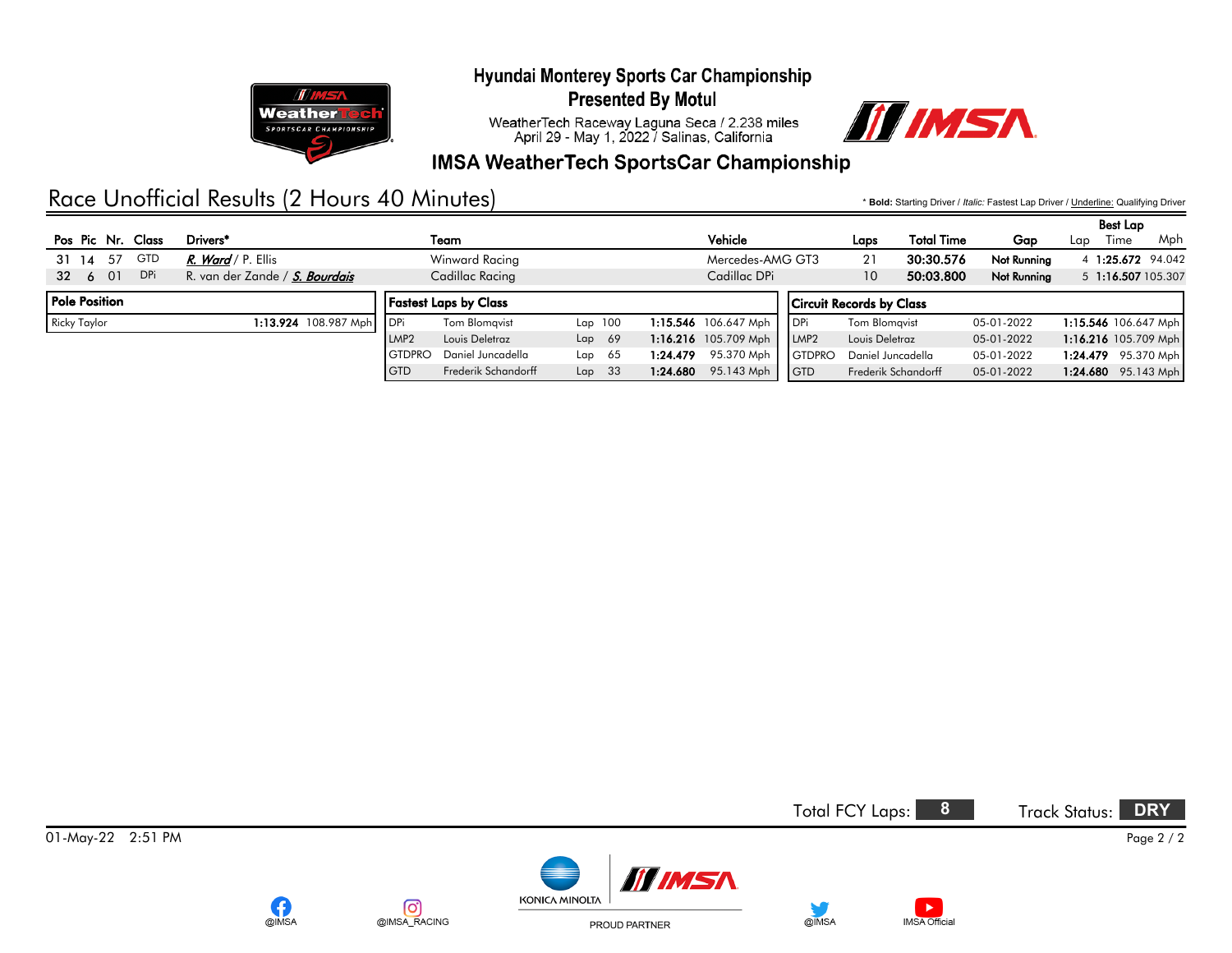# Hyundai Monterey Sports Car Championship
## Presented By Motul

WeatherTech Raceway Laguna Seca / 2.238 miles
April 29 - May 1, 2022 / Salinas, California

## IMSA WeatherTech SportsCar Championship

## Race Unofficial Results (2 Hours 40 Minutes)

\* **Bold:** Starting Driver / *Italic:* Fastest Lap Driver / Underline: Qualifying Driver

| Pos | Pic | Nr. | Class | Drivers* | Team | Vehicle | Laps | Total Time | Gap | Best Lap Lap | Best Lap Time | Best Lap Mph |
|---|---|---|---|---|---|---|---|---|---|---|---|---|
| 31 | 14 | 57 | GTD | ***<u>R. Ward</u>*** / P. Ellis | Winward Racing | Mercedes-AMG GT3 | 21 | **30:30.576** | **Not Running** | 4 | **1:25.672** | 94.042 |
| 32 | 6 | 01 | DPi | R. van der Zande / ***<u>S. Bourdais</u>*** | Cadillac Racing | Cadillac DPi | 10 | **50:03.800** | **Not Running** | 5 | **1:16.507** | 105.307 |

### Pole Position

| | | |
|---|---|---|
| Ricky Taylor | **1:13.924** | 108.987 Mph |

### Fastest Laps by Class

| | | | | | |
|---|---|---|---|---|---|
| DPi | Tom Blomqvist | Lap | 100 | **1:15.546** | 106.647 Mph |
| LMP2 | Louis Deletraz | Lap | 69 | **1:16.216** | 105.709 Mph |
| GTDPRO | Daniel Juncadella | Lap | 65 | **1:24.479** | 95.370 Mph |
| GTD | Frederik Schandorff | Lap | 33 | **1:24.680** | 95.143 Mph |

### Circuit Records by Class

| | | | | |
|---|---|---|---|---|
| DPi | Tom Blomqvist | 05-01-2022 | **1:15.546** | 106.647 Mph |
| LMP2 | Louis Deletraz | 05-01-2022 | **1:16.216** | 105.709 Mph |
| GTDPRO | Daniel Juncadella | 05-01-2022 | **1:24.479** | 95.370 Mph |
| GTD | Frederik Schandorff | 05-01-2022 | **1:24.680** | 95.143 Mph |

Total FCY Laps: **8**

Track Status: **DRY**

01-May-22 2:51 PM